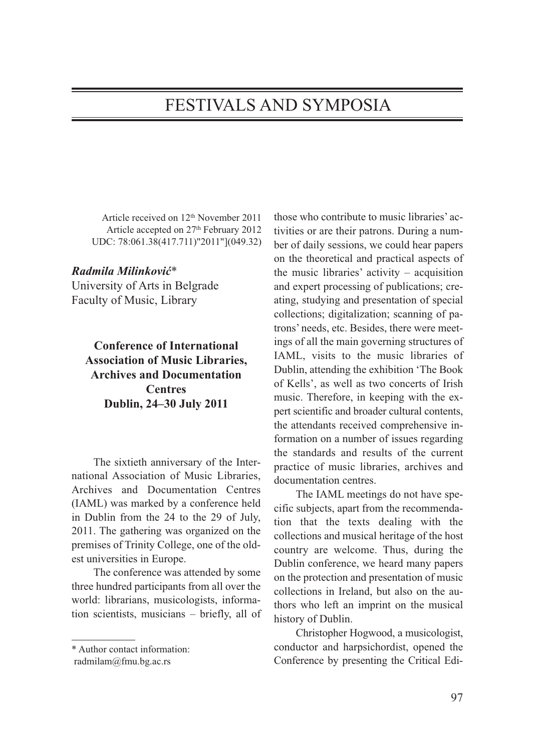# FESTIVALS AND SYMPOSIA

Article received on 12th November 2011
Article accepted on 27th February 2012
UDC: 78:061.38(417.711)"2011"](049.32)

***Radmila Milinković****
University of Arts in Belgrade
Faculty of Music, Library

## Conference of International Association of Music Libraries, Archives and Documentation Centres Dublin, 24–30 July 2011

The sixtieth anniversary of the International Association of Music Libraries, Archives and Documentation Centres (IAML) was marked by a conference held in Dublin from the 24 to the 29 of July, 2011. The gathering was organized on the premises of Trinity College, one of the oldest universities in Europe.

The conference was attended by some three hundred participants from all over the world: librarians, musicologists, information scientists, musicians – briefly, all of those who contribute to music libraries' activities or are their patrons. During a number of daily sessions, we could hear papers on the theoretical and practical aspects of the music libraries' activity – acquisition and expert processing of publications; creating, studying and presentation of special collections; digitalization; scanning of patrons' needs, etc. Besides, there were meetings of all the main governing structures of IAML, visits to the music libraries of Dublin, attending the exhibition 'The Book of Kells', as well as two concerts of Irish music. Therefore, in keeping with the expert scientific and broader cultural contents, the attendants received comprehensive information on a number of issues regarding the standards and results of the current practice of music libraries, archives and documentation centres.

The IAML meetings do not have specific subjects, apart from the recommendation that the texts dealing with the collections and musical heritage of the host country are welcome. Thus, during the Dublin conference, we heard many papers on the protection and presentation of music collections in Ireland, but also on the authors who left an imprint on the musical history of Dublin.

Christopher Hogwood, a musicologist, conductor and harpsichordist, opened the Conference by presenting the Critical Edi-

* Author contact information:
radmilam@fmu.bg.ac.rs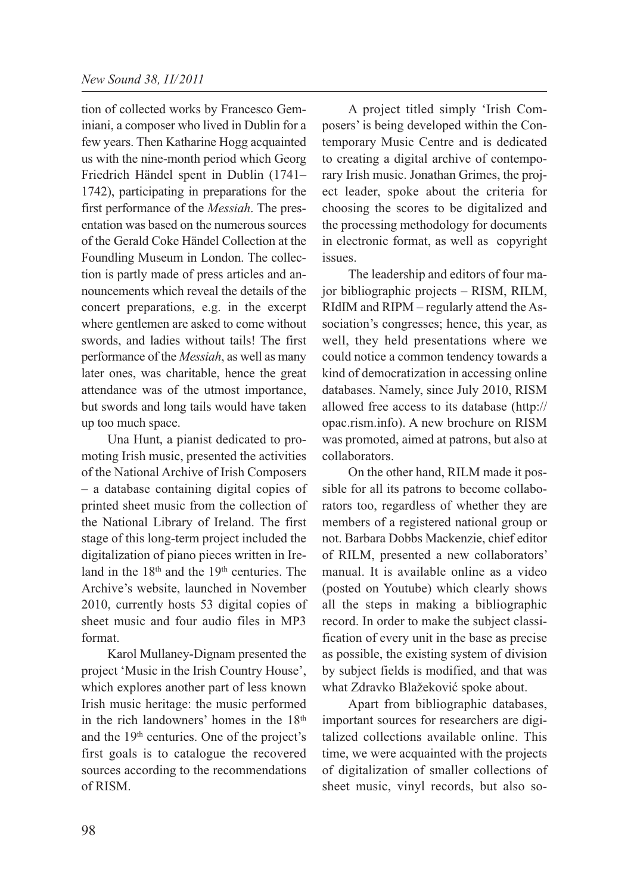tion of collected works by Francesco Geminiani, a composer who lived in Dublin for a few years. Then Katharine Hogg acquainted us with the nine-month period which Georg Friedrich Händel spent in Dublin (1741–1742), participating in preparations for the first performance of the *Messiah*. The presentation was based on the numerous sources of the Gerald Coke Händel Collection at the Foundling Museum in London. The collection is partly made of press articles and announcements which reveal the details of the concert preparations, e.g. in the excerpt where gentlemen are asked to come without swords, and ladies without tails! The first performance of the *Messiah*, as well as many later ones, was charitable, hence the great attendance was of the utmost importance, but swords and long tails would have taken up too much space.

Una Hunt, a pianist dedicated to promoting Irish music, presented the activities of the National Archive of Irish Composers – a database containing digital copies of printed sheet music from the collection of the National Library of Ireland. The first stage of this long-term project included the digitalization of piano pieces written in Ireland in the 18th and the 19th centuries. The Archive's website, launched in November 2010, currently hosts 53 digital copies of sheet music and four audio files in MP3 format.

Karol Mullaney-Dignam presented the project 'Music in the Irish Country House', which explores another part of less known Irish music heritage: the music performed in the rich landowners' homes in the 18th and the 19th centuries. One of the project's first goals is to catalogue the recovered sources according to the recommendations of RISM.

A project titled simply 'Irish Composers' is being developed within the Contemporary Music Centre and is dedicated to creating a digital archive of contemporary Irish music. Jonathan Grimes, the project leader, spoke about the criteria for choosing the scores to be digitalized and the processing methodology for documents in electronic format, as well as copyright issues.

The leadership and editors of four major bibliographic projects – RISM, RILM, RIdIM and RIPM – regularly attend the Association's congresses; hence, this year, as well, they held presentations where we could notice a common tendency towards a kind of democratization in accessing online databases. Namely, since July 2010, RISM allowed free access to its database (http://opac.rism.info). A new brochure on RISM was promoted, aimed at patrons, but also at collaborators.

On the other hand, RILM made it possible for all its patrons to become collaborators too, regardless of whether they are members of a registered national group or not. Barbara Dobbs Mackenzie, chief editor of RILM, presented a new collaborators' manual. It is available online as a video (posted on Youtube) which clearly shows all the steps in making a bibliographic record. In order to make the subject classification of every unit in the base as precise as possible, the existing system of division by subject fields is modified, and that was what Zdravko Blažeković spoke about.

Apart from bibliographic databases, important sources for researchers are digitalized collections available online. This time, we were acquainted with the projects of digitalization of smaller collections of sheet music, vinyl records, but also so-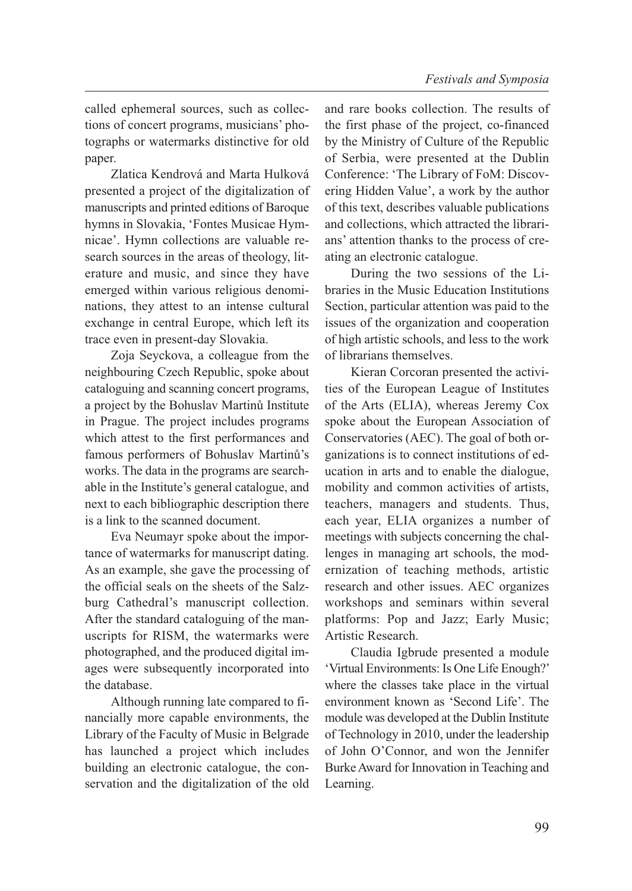called ephemeral sources, such as collections of concert programs, musicians' photographs or watermarks distinctive for old paper.

Zlatica Kendrová and Marta Hulková presented a project of the digitalization of manuscripts and printed editions of Baroque hymns in Slovakia, 'Fontes Musicae Hymnicae'. Hymn collections are valuable research sources in the areas of theology, literature and music, and since they have emerged within various religious denominations, they attest to an intense cultural exchange in central Europe, which left its trace even in present-day Slovakia.

Zoja Seyckova, a colleague from the neighbouring Czech Republic, spoke about cataloguing and scanning concert programs, a project by the Bohuslav Martinů Institute in Prague. The project includes programs which attest to the first performances and famous performers of Bohuslav Martinů's works. The data in the programs are searchable in the Institute's general catalogue, and next to each bibliographic description there is a link to the scanned document.

Eva Neumayr spoke about the importance of watermarks for manuscript dating. As an example, she gave the processing of the official seals on the sheets of the Salzburg Cathedral's manuscript collection. After the standard cataloguing of the manuscripts for RISM, the watermarks were photographed, and the produced digital images were subsequently incorporated into the database.

Although running late compared to financially more capable environments, the Library of the Faculty of Music in Belgrade has launched a project which includes building an electronic catalogue, the conservation and the digitalization of the old and rare books collection. The results of the first phase of the project, co-financed by the Ministry of Culture of the Republic of Serbia, were presented at the Dublin Conference: 'The Library of FoM: Discovering Hidden Value', a work by the author of this text, describes valuable publications and collections, which attracted the librarians' attention thanks to the process of creating an electronic catalogue.

During the two sessions of the Libraries in the Music Education Institutions Section, particular attention was paid to the issues of the organization and cooperation of high artistic schools, and less to the work of librarians themselves.

Kieran Corcoran presented the activities of the European League of Institutes of the Arts (ELIA), whereas Jeremy Cox spoke about the European Association of Conservatories (AEC). The goal of both organizations is to connect institutions of education in arts and to enable the dialogue, mobility and common activities of artists, teachers, managers and students. Thus, each year, ELIA organizes a number of meetings with subjects concerning the challenges in managing art schools, the modernization of teaching methods, artistic research and other issues. AEC organizes workshops and seminars within several platforms: Pop and Jazz; Early Music; Artistic Research.

Claudia Igbrude presented a module 'Virtual Environments: Is One Life Enough?' where the classes take place in the virtual environment known as 'Second Life'. The module was developed at the Dublin Institute of Technology in 2010, under the leadership of John O'Connor, and won the Jennifer Burke Award for Innovation in Teaching and Learning.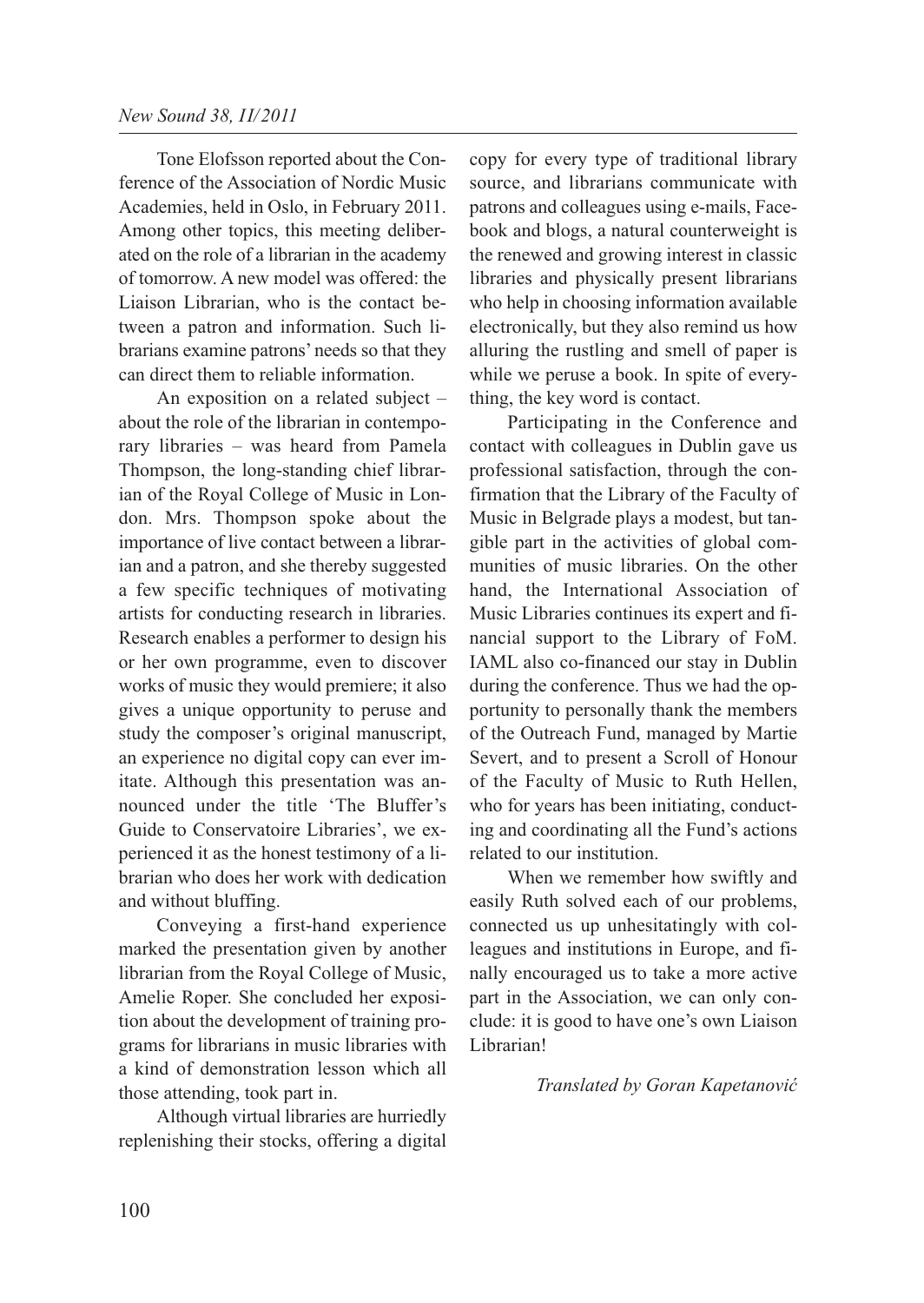Tone Elofsson reported about the Conference of the Association of Nordic Music Academies, held in Oslo, in February 2011. Among other topics, this meeting deliberated on the role of a librarian in the academy of tomorrow. A new model was offered: the Liaison Librarian, who is the contact between a patron and information. Such librarians examine patrons' needs so that they can direct them to reliable information.

An exposition on a related subject – about the role of the librarian in contemporary libraries – was heard from Pamela Thompson, the long-standing chief librarian of the Royal College of Music in London. Mrs. Thompson spoke about the importance of live contact between a librarian and a patron, and she thereby suggested a few specific techniques of motivating artists for conducting research in libraries. Research enables a performer to design his or her own programme, even to discover works of music they would premiere; it also gives a unique opportunity to peruse and study the composer's original manuscript, an experience no digital copy can ever imitate. Although this presentation was announced under the title 'The Bluffer's Guide to Conservatoire Libraries', we experienced it as the honest testimony of a librarian who does her work with dedication and without bluffing.

Conveying a first-hand experience marked the presentation given by another librarian from the Royal College of Music, Amelie Roper. She concluded her exposition about the development of training programs for librarians in music libraries with a kind of demonstration lesson which all those attending, took part in.

Although virtual libraries are hurriedly replenishing their stocks, offering a digital copy for every type of traditional library source, and librarians communicate with patrons and colleagues using e-mails, Facebook and blogs, a natural counterweight is the renewed and growing interest in classic libraries and physically present librarians who help in choosing information available electronically, but they also remind us how alluring the rustling and smell of paper is while we peruse a book. In spite of everything, the key word is contact.

Participating in the Conference and contact with colleagues in Dublin gave us professional satisfaction, through the confirmation that the Library of the Faculty of Music in Belgrade plays a modest, but tangible part in the activities of global communities of music libraries. On the other hand, the International Association of Music Libraries continues its expert and financial support to the Library of FoM. IAML also co-financed our stay in Dublin during the conference. Thus we had the opportunity to personally thank the members of the Outreach Fund, managed by Martie Severt, and to present a Scroll of Honour of the Faculty of Music to Ruth Hellen, who for years has been initiating, conducting and coordinating all the Fund's actions related to our institution.

When we remember how swiftly and easily Ruth solved each of our problems, connected us up unhesitatingly with colleagues and institutions in Europe, and finally encouraged us to take a more active part in the Association, we can only conclude: it is good to have one's own Liaison Librarian!

*Translated by Goran Kapetanović*